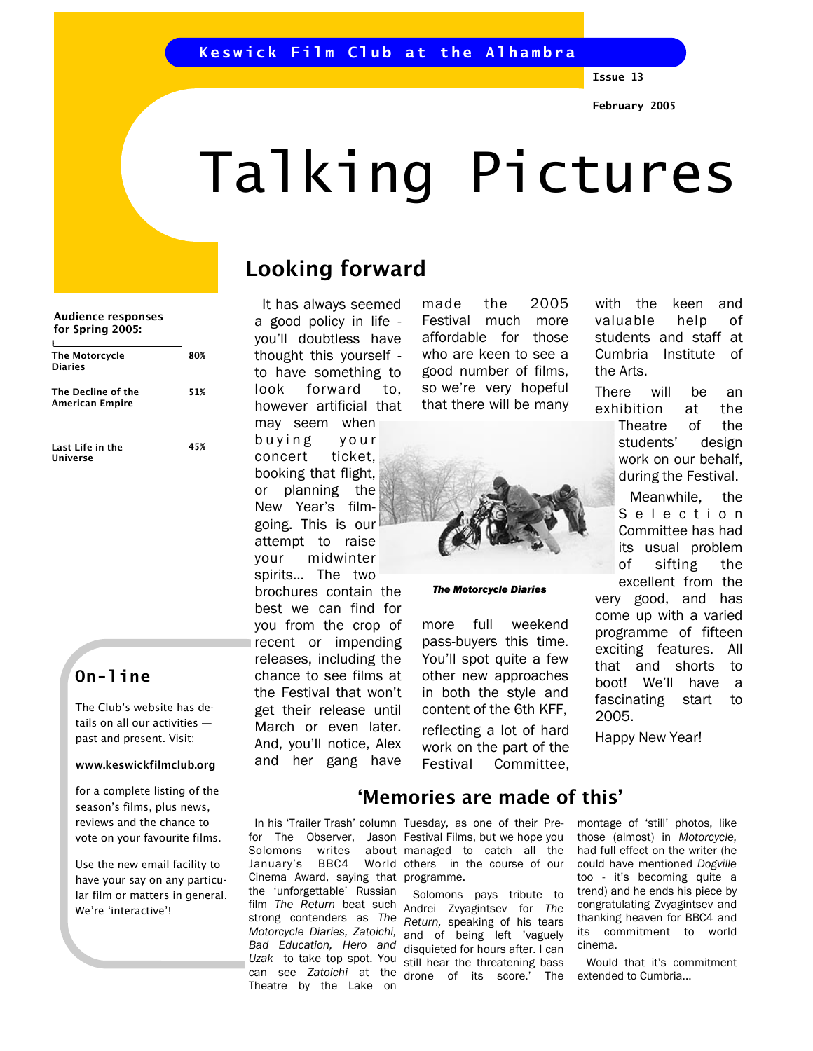Keswick Film Club at the Alhambra

Issue 13

February 2005

# Talking Pictures

**Audience responses for Spring 2005:**

| Film | Score |
|---|---|
| The Motorcycle Diaries | 80% |
| The Decline of the American Empire | 51% |
| Last Life in the Universe | 45% |

## On-line

The Club's website has details on all our activities — past and present. Visit:

**www.keswickfilmclub.org**

for a complete listing of the season's films, plus news, reviews and the chance to vote on your favourite films.

Use the new email facility to have your say on any particular film or matters in general. We're 'interactive'!

## Looking forward

It has always seemed a good policy in life - you'll doubtless have thought this yourself - to have something to look forward to, however artificial that may seem when buying your concert ticket, booking that flight, or planning the New Year's film-going. This is our attempt to raise your midwinter spirits... The two brochures contain the best we can find for you from the crop of recent or impending releases, including the chance to see films at the Festival that won't get their release until March or even later. And, you'll notice, Alex and her gang have made the 2005 Festival much more affordable for those who are keen to see a good number of films, so we're very hopeful that there will be many more full weekend pass-buyers this time. You'll spot quite a few other new approaches in both the style and content of the 6th KFF, reflecting a lot of hard work on the part of the Festival Committee, with the keen and valuable help of students and staff at Cumbria Institute of the Arts.

***The Motorcycle Diaries***

There will be an exhibition at the Theatre of the students' design work on our behalf, during the Festival.

Meanwhile, the Selection Committee has had its usual problem of sifting the excellent from the very good, and has come up with a varied programme of fifteen exciting features. All that and shorts to boot! We'll have a fascinating start to 2005.

Happy New Year!

## 'Memories are made of this'

In his 'Trailer Trash' column for The Observer, Jason Solomons writes about January's BBC4 World Cinema Award, saying that the 'unforgettable' Russian film *The Return* beat such strong contenders as *The Motorcycle Diaries, Zatoichi, Bad Education, Hero* and *Uzak* to take top spot. You can see *Zatoichi* at the Theatre by the Lake on Tuesday, as one of their Pre-Festival Films, but we hope you managed to catch all the others in the course of our programme.

Solomons pays tribute to Andrei Zvyagintsev for *The Return,* speaking of his tears and of being left 'vaguely disquieted for hours after. I can still hear the threatening bass drone of its score.' The montage of 'still' photos, like those (almost) in *Motorcycle,* had full effect on the writer (he could have mentioned *Dogville* too - it's becoming quite a trend) and he ends his piece by congratulating Zvyagintsev and thanking heaven for BBC4 and its commitment to world cinema.

Would that it's commitment extended to Cumbria...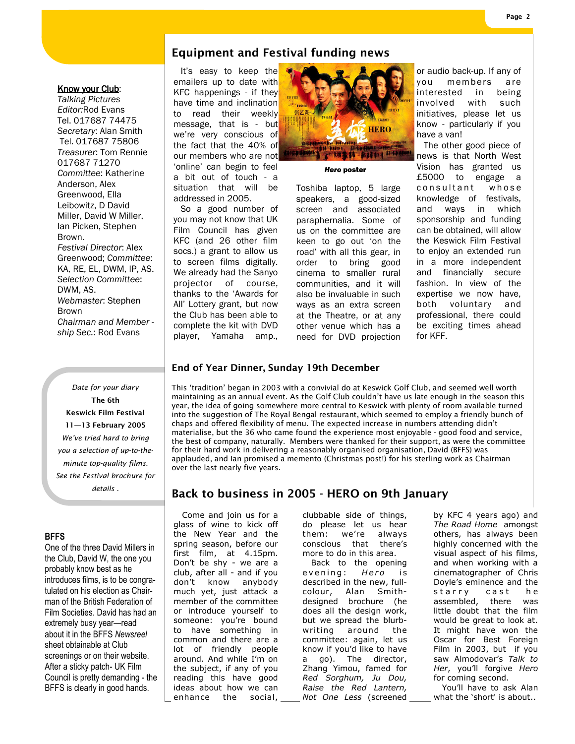## Equipment and Festival funding news

It's easy to keep the emailers up to date with KFC happenings - if they have time and inclination to read their weekly message, that is - but we're very conscious of the fact that the 40% of our members who are not 'online' can begin to feel a bit out of touch - a situation that will be addressed in 2005.

So a good number of you may not know that UK Film Council has given KFC (and 26 other film socs.) a grant to allow us to screen films digitally. We already had the Sanyo projector of course, thanks to the 'Awards for All' Lottery grant, but now the Club has been able to complete the kit with DVD player, Yamaha amp., Toshiba laptop, 5 large speakers, a good-sized screen and associated paraphernalia. Some of us on the committee are keen to go out 'on the road' with all this gear, in order to bring good cinema to smaller rural communities, and it will also be invaluable in such ways as an extra screen at the Theatre, or at any other venue which has a need for DVD projection or audio back-up. If any of you members are interested in being involved with such initiatives, please let us know - particularly if you have a van!

***Hero* poster**

The other good piece of news is that North West Vision has granted us £5000 to engage a consultant whose knowledge of festivals, and ways in which sponsorship and funding can be obtained, will allow the Keswick Film Festival to enjoy an extended run in a more independent and financially secure fashion. In view of the expertise we now have, both voluntary and professional, there could be exciting times ahead for KFF.

## End of Year Dinner, Sunday 19th December

This 'tradition' began in 2003 with a convivial do at Keswick Golf Club, and seemed well worth maintaining as an annual event. As the Golf Club couldn't have us late enough in the season this year, the idea of going somewhere more central to Keswick with plenty of room available turned into the suggestion of The Royal Bengal restaurant, which seemed to employ a friendly bunch of chaps and offered flexibility of menu. The expected increase in numbers attending didn't materialise, but the 36 who came found the experience most enjoyable - good food and service, the best of company, naturally. Members were thanked for their support, as were the committee for their hard work in delivering a reasonably organised organisation, David (BFFS) was applauded, and Ian promised a memento (Christmas post!) for his sterling work as Chairman over the last nearly five years.

## Back to business in 2005 - HERO on 9th January

Come and join us for a glass of wine to kick off the New Year and the spring season, before our first film, at 4.15pm. Don't be shy - we are a club, after all - and if you don't know anybody much yet, just attack a member of the committee or introduce yourself to someone: you're bound to have something in common and there are a lot of friendly people around. And while I'm on the subject, if any of you reading this have good ideas about how we can enhance the social, clubbable side of things, do please let us hear them: we're always conscious that there's more to do in this area.

Back to the opening evening: *Hero* is described in the new, full-colour, Alan Smith-designed brochure (he does all the design work, but we spread the blurb-writing around the committee: again, let us know if you'd like to have a go). The director, Zhang Yimou, famed for *Red Sorghum, Ju Dou, Raise the Red Lantern, Not One Less* (screened by KFC 4 years ago) and *The Road Home* amongst others, has always been highly concerned with the visual aspect of his films, and when working with a cinematographer of Chris Doyle's eminence and the starry cast he assembled, there was little doubt that the film would be great to look at. It might have won the Oscar for Best Foreign Film in 2003, but if you saw Almodovar's *Talk to Her*, you'll forgive *Hero* for coming second.

You'll have to ask Alan what the 'short' is about..

---

<u>Know your Club</u>:
*Talking Pictures Editor*: Rod Evans Tel. 017687 74475
*Secretary*: Alan Smith Tel. 017687 75806
*Treasurer*: Tom Rennie 017687 71270
*Committee*: Katherine Anderson, Alex Greenwood, Ella Leibowitz, D David Miller, David W Miller, Ian Picken, Stephen Brown.
*Festival Director*: Alex Greenwood; *Committee*: KA, RE, EL, DWM, IP, AS.
*Selection Committee*: DWM, AS.
*Webmaster*: Stephen Brown
*Chairman and Membership Sec.*: Rod Evans

*Date for your diary*
**The 6th Keswick Film Festival 11—13 February 2005**
*We've tried hard to bring you a selection of up-to-the-minute top-quality films. See the Festival brochure for details .*

**BFFS**

One of the three David Millers in the Club, David W, the one you probably know best as he introduces films, is to be congratulated on his election as Chairman of the British Federation of Film Societies. David has had an extremely busy year—read about it in the BFFS *Newsreel* sheet obtainable at Club screenings or on their website. After a sticky patch- UK Film Council is pretty demanding - the BFFS is clearly in good hands.